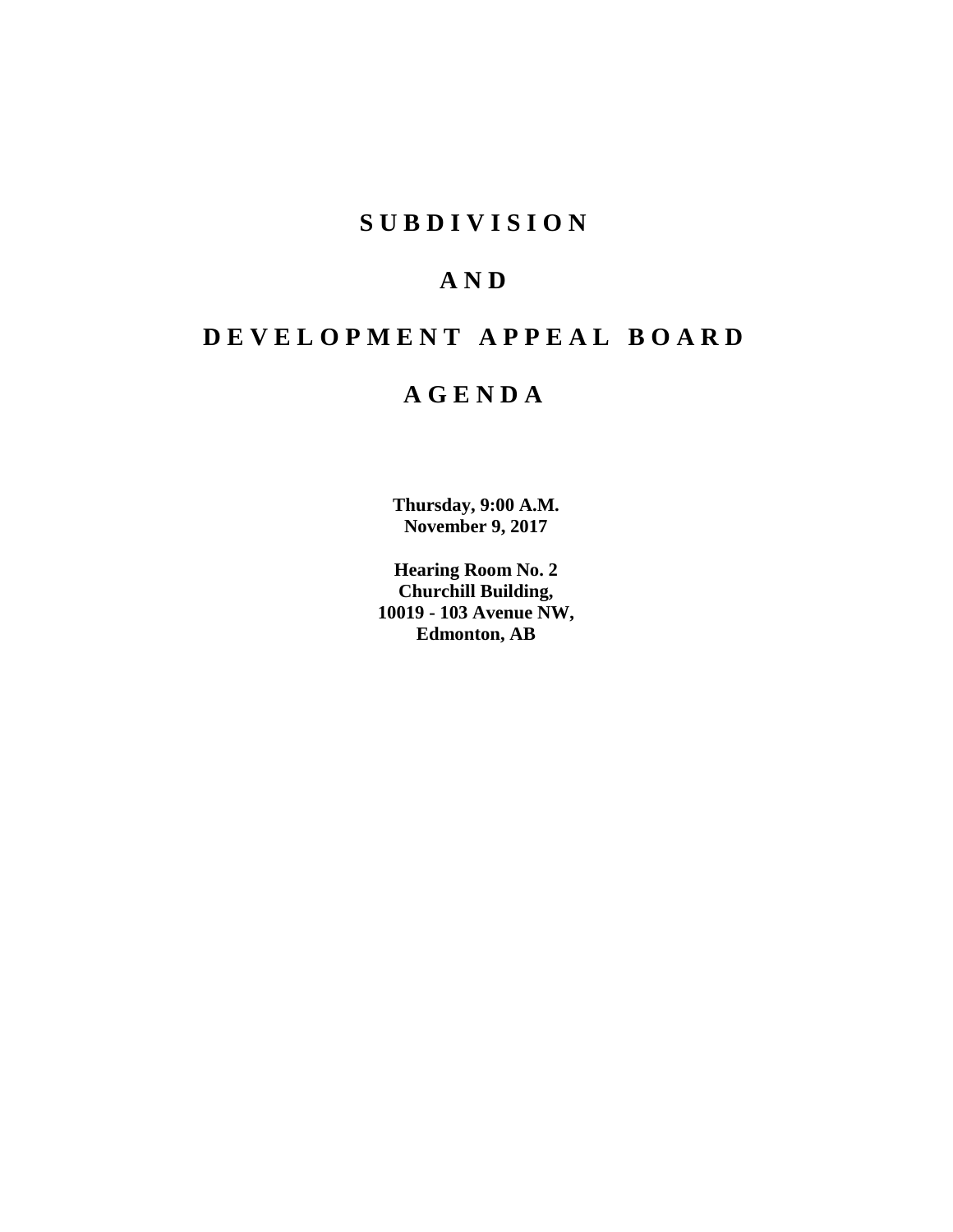# SUBDIVISION

# AND

# DEVELOPMENT APPEAL BOARD

# AGENDA

**Thursday, 9:00 A.M.**
**November 9, 2017**

**Hearing Room No. 2**
**Churchill Building,**
**10019 - 103 Avenue NW,**
**Edmonton, AB**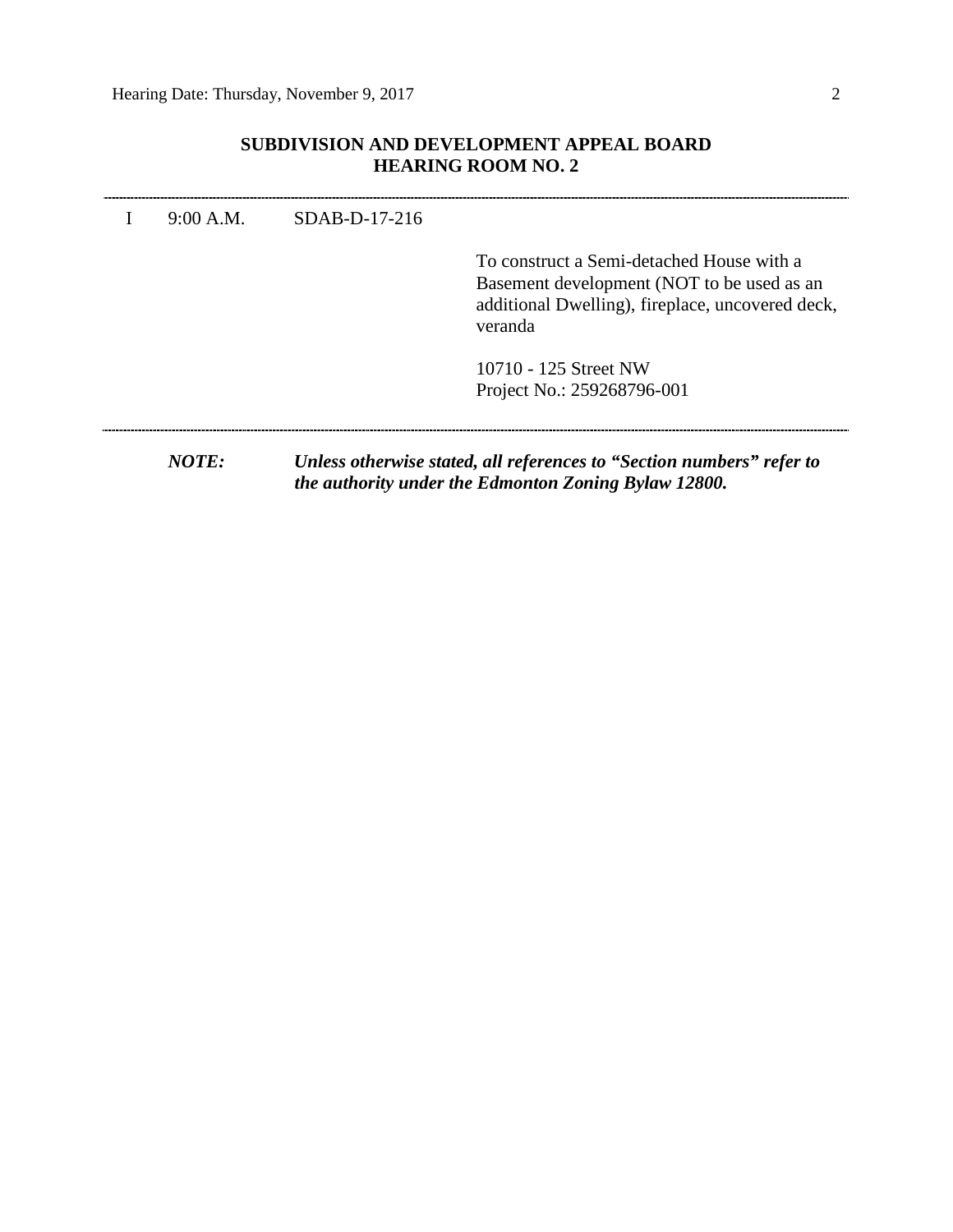## SUBDIVISION AND DEVELOPMENT APPEAL BOARD
## HEARING ROOM NO. 2

---

| | | | |
|---|---|---|---|
| I | 9:00 A.M. | SDAB-D-17-216 | |
| | | | To construct a Semi-detached House with a Basement development (NOT to be used as an additional Dwelling), fireplace, uncovered deck, veranda |
| | | | 10710 - 125 Street NW<br>Project No.: 259268796-001 |

---

***NOTE:*** ***Unless otherwise stated, all references to "Section numbers" refer to the authority under the Edmonton Zoning Bylaw 12800.***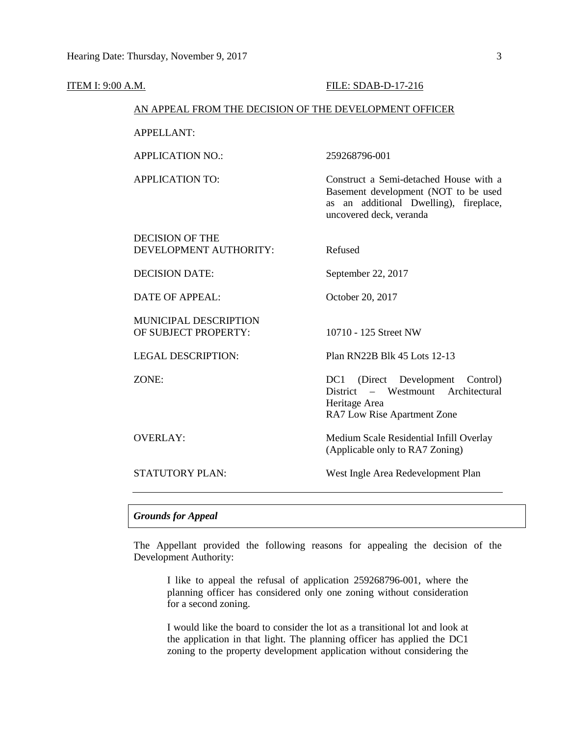ITEM I: 9:00 A.M. FILE: SDAB-D-17-216

AN APPEAL FROM THE DECISION OF THE DEVELOPMENT OFFICER

| | |
|---|---|
| APPELLANT: | |
| APPLICATION NO.: | 259268796-001 |
| APPLICATION TO: | Construct a Semi-detached House with a Basement development (NOT to be used as an additional Dwelling), fireplace, uncovered deck, veranda |
| DECISION OF THE DEVELOPMENT AUTHORITY: | Refused |
| DECISION DATE: | September 22, 2017 |
| DATE OF APPEAL: | October 20, 2017 |
| MUNICIPAL DESCRIPTION OF SUBJECT PROPERTY: | 10710 - 125 Street NW |
| LEGAL DESCRIPTION: | Plan RN22B Blk 45 Lots 12-13 |
| ZONE: | DC1 (Direct Development Control) District – Westmount Architectural Heritage Area<br>RA7 Low Rise Apartment Zone |
| OVERLAY: | Medium Scale Residential Infill Overlay (Applicable only to RA7 Zoning) |
| STATUTORY PLAN: | West Ingle Area Redevelopment Plan |

## *Grounds for Appeal*

The Appellant provided the following reasons for appealing the decision of the Development Authority:

> I like to appeal the refusal of application 259268796-001, where the planning officer has considered only one zoning without consideration for a second zoning.
>
> I would like the board to consider the lot as a transitional lot and look at the application in that light. The planning officer has applied the DC1 zoning to the property development application without considering the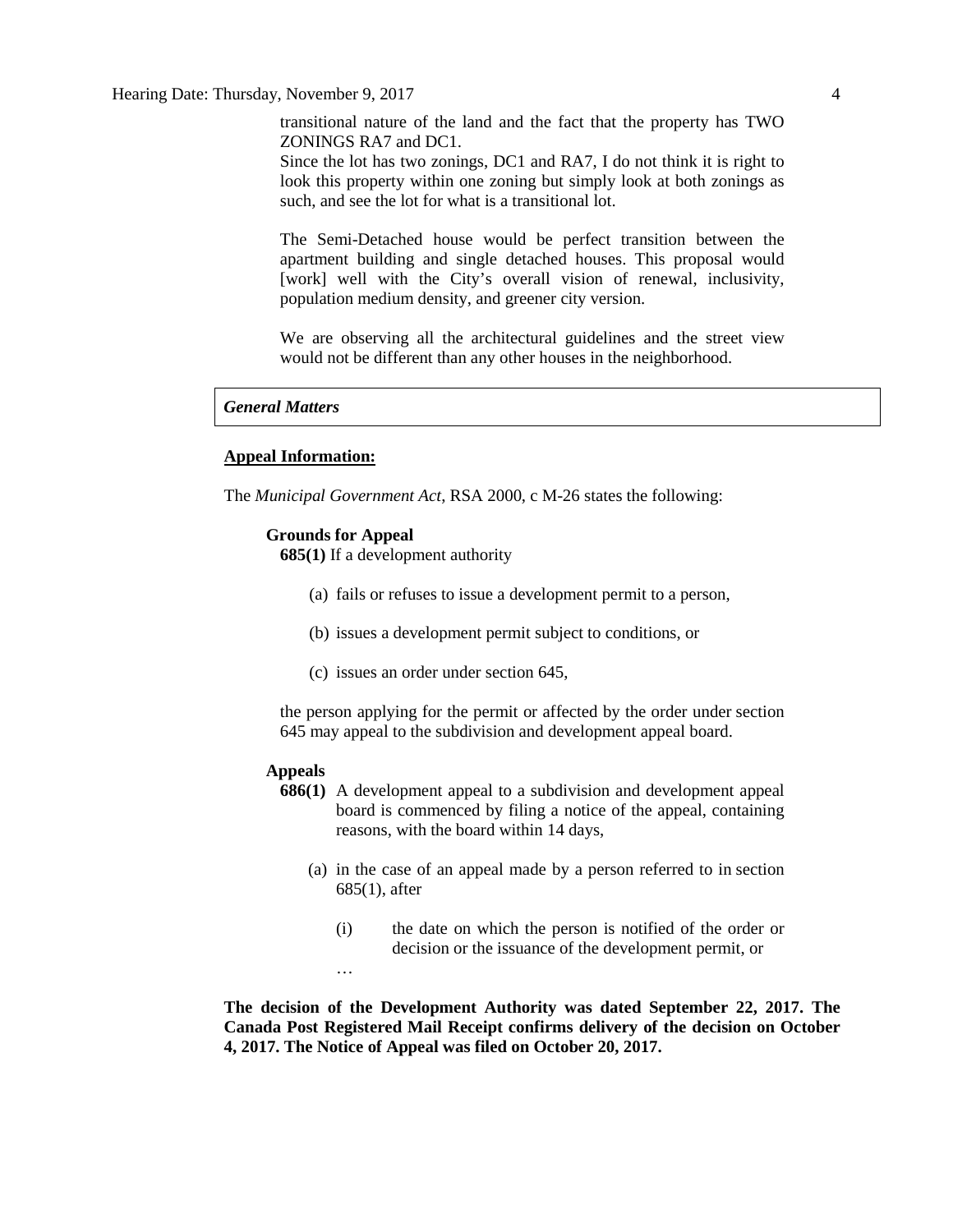> transitional nature of the land and the fact that the property has TWO ZONINGS RA7 and DC1.
> Since the lot has two zonings, DC1 and RA7, I do not think it is right to look this property within one zoning but simply look at both zonings as such, and see the lot for what is a transitional lot.
>
> The Semi-Detached house would be perfect transition between the apartment building and single detached houses. This proposal would [work] well with the City's overall vision of renewal, inclusivity, population medium density, and greener city version.
>
> We are observing all the architectural guidelines and the street view would not be different than any other houses in the neighborhood.

### *General Matters*

**Appeal Information:**

The *Municipal Government Act*, RSA 2000, c M-26 states the following:

> **Grounds for Appeal**
> **685(1)** If a development authority
>
> (a) fails or refuses to issue a development permit to a person,
>
> (b) issues a development permit subject to conditions, or
>
> (c) issues an order under section 645,
>
> the person applying for the permit or affected by the order under section 645 may appeal to the subdivision and development appeal board.
>
> **Appeals**
> **686(1)** A development appeal to a subdivision and development appeal board is commenced by filing a notice of the appeal, containing reasons, with the board within 14 days,
>
> (a) in the case of an appeal made by a person referred to in section 685(1), after
>
> (i) the date on which the person is notified of the order or decision or the issuance of the development permit, or
>
> …

**The decision of the Development Authority was dated September 22, 2017. The Canada Post Registered Mail Receipt confirms delivery of the decision on October 4, 2017. The Notice of Appeal was filed on October 20, 2017.**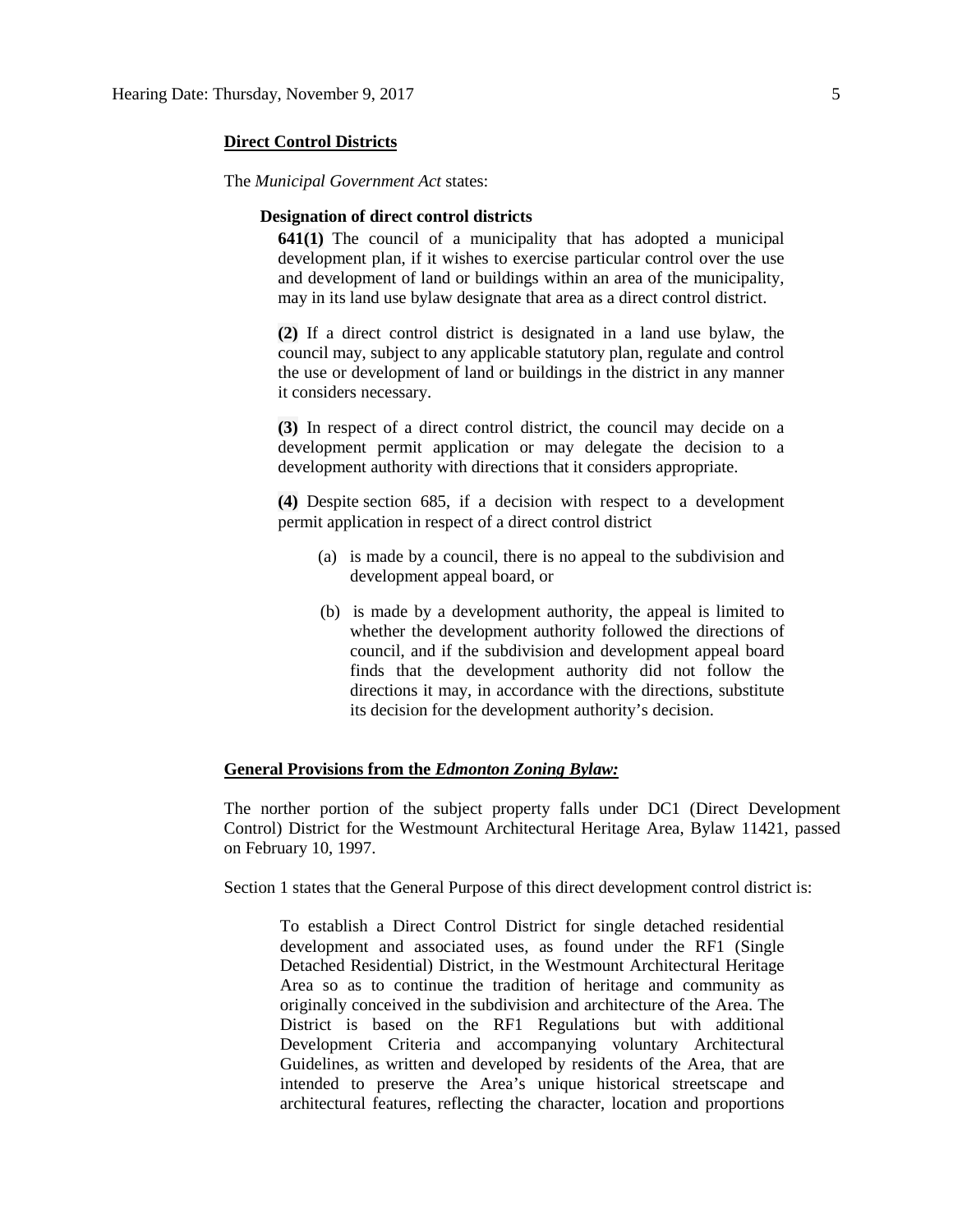**Direct Control Districts**

The *Municipal Government Act* states:

**Designation of direct control districts**

**641(1)** The council of a municipality that has adopted a municipal development plan, if it wishes to exercise particular control over the use and development of land or buildings within an area of the municipality, may in its land use bylaw designate that area as a direct control district.

**(2)** If a direct control district is designated in a land use bylaw, the council may, subject to any applicable statutory plan, regulate and control the use or development of land or buildings in the district in any manner it considers necessary.

**(3)** In respect of a direct control district, the council may decide on a development permit application or may delegate the decision to a development authority with directions that it considers appropriate.

**(4)** Despite section 685, if a decision with respect to a development permit application in respect of a direct control district

(a) is made by a council, there is no appeal to the subdivision and development appeal board, or

(b) is made by a development authority, the appeal is limited to whether the development authority followed the directions of council, and if the subdivision and development appeal board finds that the development authority did not follow the directions it may, in accordance with the directions, substitute its decision for the development authority's decision.

**General Provisions from the *Edmonton Zoning Bylaw:***

The norther portion of the subject property falls under DC1 (Direct Development Control) District for the Westmount Architectural Heritage Area, Bylaw 11421, passed on February 10, 1997.

Section 1 states that the General Purpose of this direct development control district is:

To establish a Direct Control District for single detached residential development and associated uses, as found under the RF1 (Single Detached Residential) District, in the Westmount Architectural Heritage Area so as to continue the tradition of heritage and community as originally conceived in the subdivision and architecture of the Area. The District is based on the RF1 Regulations but with additional Development Criteria and accompanying voluntary Architectural Guidelines, as written and developed by residents of the Area, that are intended to preserve the Area's unique historical streetscape and architectural features, reflecting the character, location and proportions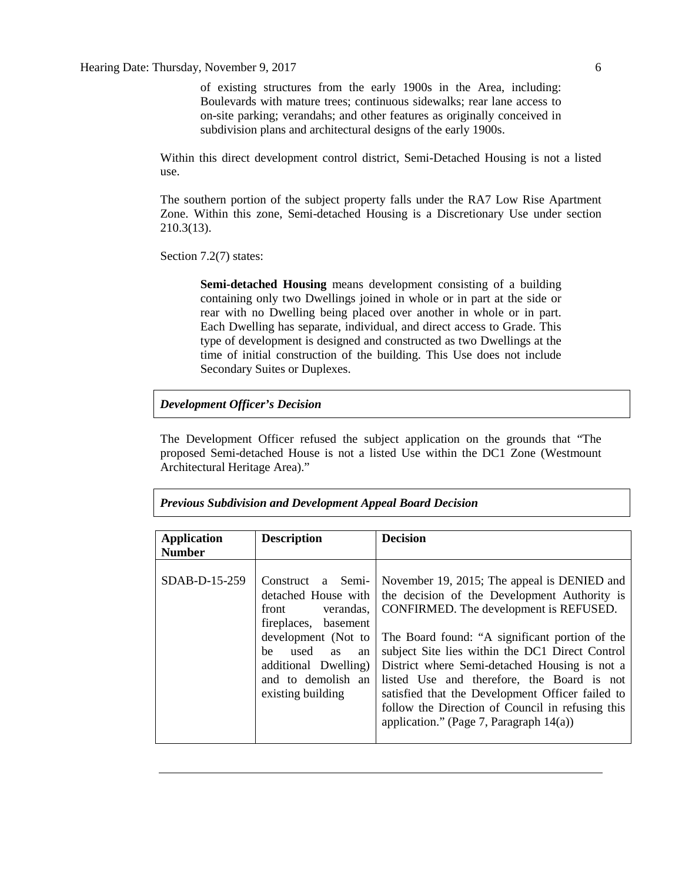> of existing structures from the early 1900s in the Area, including: Boulevards with mature trees; continuous sidewalks; rear lane access to on-site parking; verandahs; and other features as originally conceived in subdivision plans and architectural designs of the early 1900s.

Within this direct development control district, Semi-Detached Housing is not a listed use.

The southern portion of the subject property falls under the RA7 Low Rise Apartment Zone. Within this zone, Semi-detached Housing is a Discretionary Use under section 210.3(13).

Section 7.2(7) states:

> **Semi-detached Housing** means development consisting of a building containing only two Dwellings joined in whole or in part at the side or rear with no Dwelling being placed over another in whole or in part. Each Dwelling has separate, individual, and direct access to Grade. This type of development is designed and constructed as two Dwellings at the time of initial construction of the building. This Use does not include Secondary Suites or Duplexes.

***Development Officer's Decision***

The Development Officer refused the subject application on the grounds that "The proposed Semi-detached House is not a listed Use within the DC1 Zone (Westmount Architectural Heritage Area)."

***Previous Subdivision and Development Appeal Board Decision***

| Application Number | Description | Decision |
|---|---|---|
| SDAB-D-15-259 | Construct a Semi-detached House with front verandas, fireplaces, basement development (Not to be used as an additional Dwelling) and to demolish an existing building | November 19, 2015; The appeal is DENIED and the decision of the Development Authority is CONFIRMED. The development is REFUSED.<br><br>The Board found: "A significant portion of the subject Site lies within the DC1 Direct Control District where Semi-detached Housing is not a listed Use and therefore, the Board is not satisfied that the Development Officer failed to follow the Direction of Council in refusing this application." (Page 7, Paragraph 14(a)) |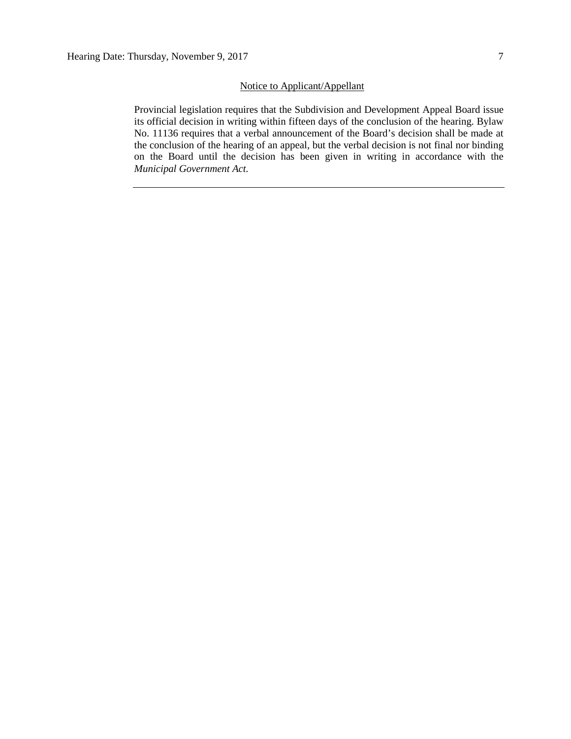Notice to Applicant/Appellant

Provincial legislation requires that the Subdivision and Development Appeal Board issue its official decision in writing within fifteen days of the conclusion of the hearing. Bylaw No. 11136 requires that a verbal announcement of the Board's decision shall be made at the conclusion of the hearing of an appeal, but the verbal decision is not final nor binding on the Board until the decision has been given in writing in accordance with the *Municipal Government Act*.

---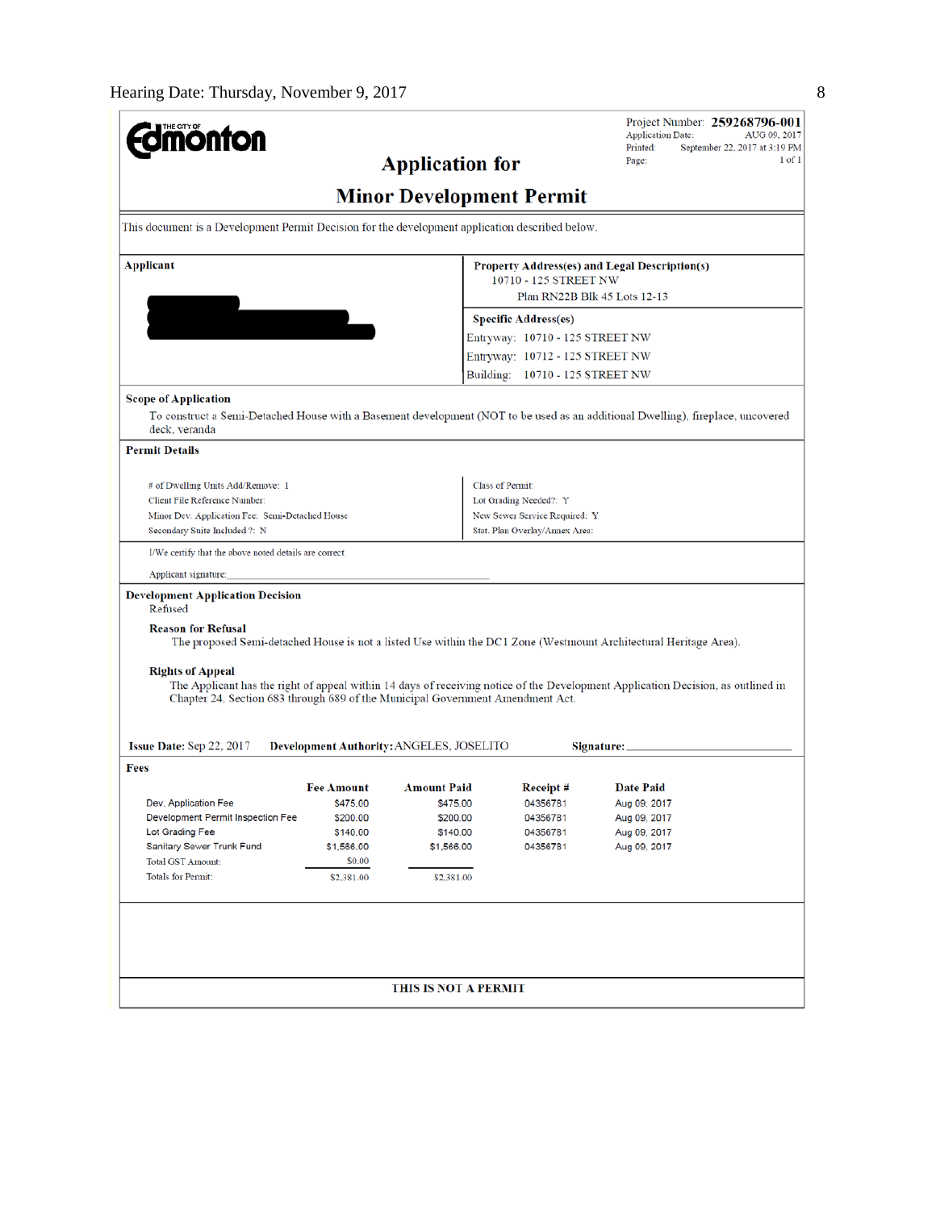# Edmonton

Project Number: **259268796-001**
Application Date: AUG 09, 2017
Printed: September 22, 2017 at 3:19 PM
Page: 1 of 1

## Application for

## Minor Development Permit

This document is a Development Permit Decision for the development application described below.

| Applicant | Property Address(es) and Legal Description(s) |
|---|---|
| | 10710 - 125 STREET NW<br>Plan RN22B Blk 45 Lots 12-13 |
| | **Specific Address(es)**<br>Entryway: 10710 - 125 STREET NW<br>Entryway: 10712 - 125 STREET NW<br>Building: 10710 - 125 STREET NW |

**Scope of Application**

To construct a Semi-Detached House with a Basement development (NOT to be used as an additional Dwelling), fireplace, uncovered deck, veranda

**Permit Details**

| | |
|---|---|
| # of Dwelling Units Add/Remove: 1 | Class of Permit: |
| Client File Reference Number: | Lot Grading Needed?: Y |
| Minor Dev. Application Fee: Semi-Detached House | New Sewer Service Required: Y |
| Secondary Suite Included ?: N | Stat. Plan Overlay/Annex Area: |

I/We certify that the above noted details are correct.

Applicant signature:

**Development Application Decision**

Refused

**Reason for Refusal**

The proposed Semi-detached House is not a listed Use within the DC1 Zone (Westmount Architectural Heritage Area).

**Rights of Appeal**

The Applicant has the right of appeal within 14 days of receiving notice of the Development Application Decision, as outlined in Chapter 24, Section 683 through 689 of the Municipal Government Amendment Act.

**Issue Date:** Sep 22, 2017 **Development Authority:** ANGELES, JOSELITO **Signature:**

**Fees**

| | Fee Amount | Amount Paid | Receipt # | Date Paid |
|---|---|---|---|---|
| Dev. Application Fee | $475.00 | $475.00 | 04356781 | Aug 09, 2017 |
| Development Permit Inspection Fee | $200.00 | $200.00 | 04356781 | Aug 09, 2017 |
| Lot Grading Fee | $140.00 | $140.00 | 04356781 | Aug 09, 2017 |
| Sanitary Sewer Trunk Fund | $1,566.00 | $1,566.00 | 04356781 | Aug 09, 2017 |
| Total GST Amount: | $0.00 | | | |
| Totals for Permit: | $2,381.00 | $2,381.00 | | |

**THIS IS NOT A PERMIT**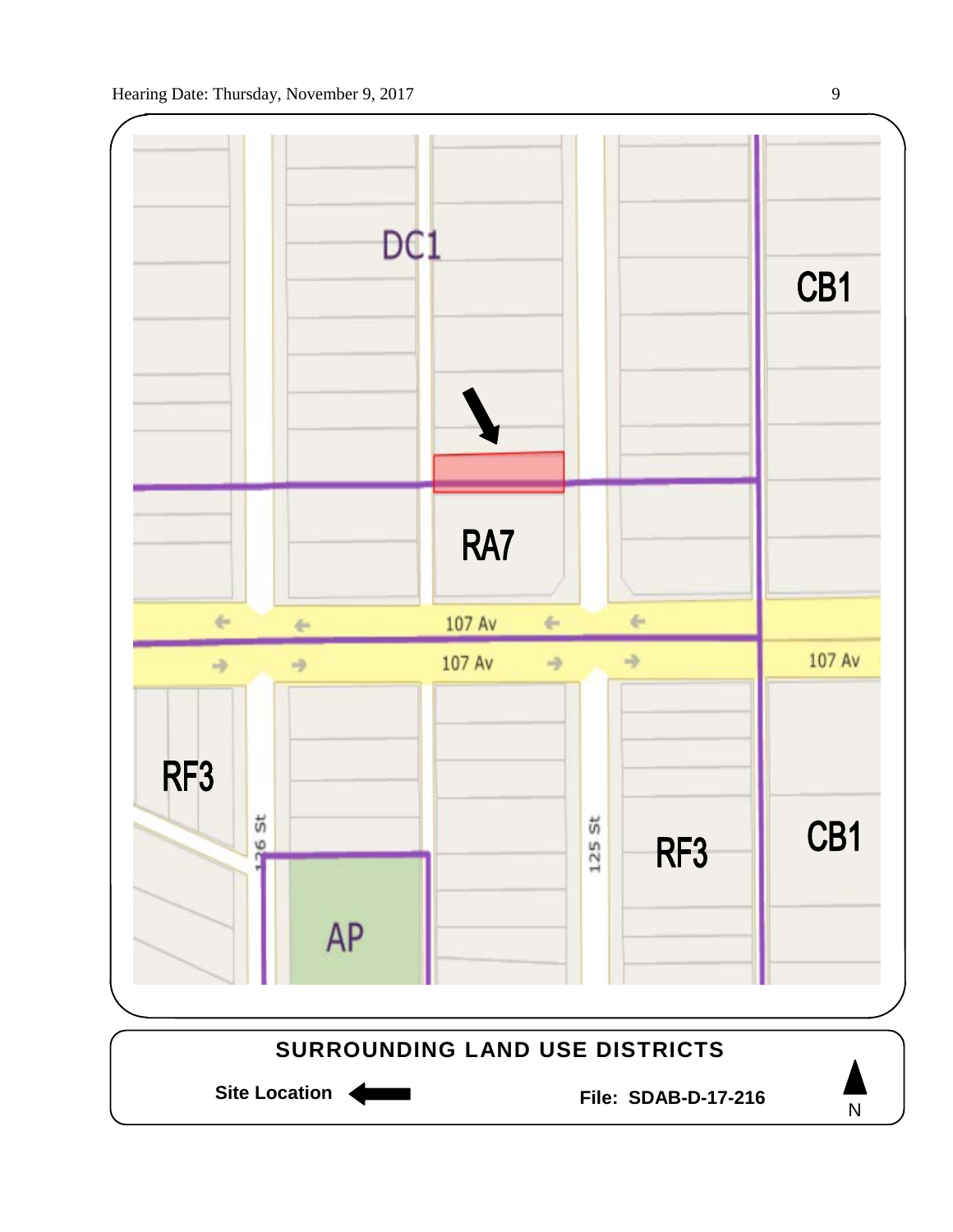DC1

CB1

RA7

107 Av

107 Av

107 Av

RF3

126 St

125 St

RF3

CB1

AP

**SURROUNDING LAND USE DISTRICTS**

**Site Location**

**File: SDAB-D-17-216**

N